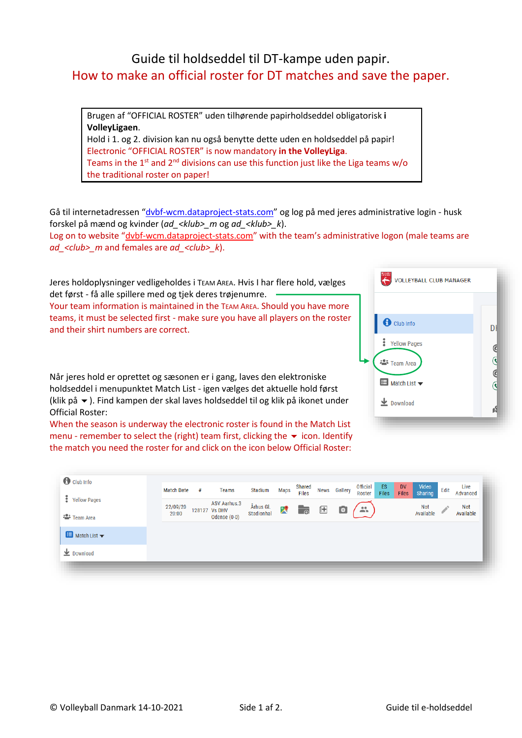# Guide til holdseddel til DT-kampe uden papir.

## How to make an official roster for DT matches and save the paper.

> Brugen af "OFFICIAL ROSTER" uden tilhørende papirholdseddel obligatorisk i **VolleyLigaen**.
> Hold i 1. og 2. division kan nu også benytte dette uden en holdseddel på papir!
> Electronic "OFFICIAL ROSTER" is now mandatory **in the VolleyLiga**.
> Teams in the 1st and 2nd divisions can use this function just like the Liga teams w/o the traditional roster on paper!

Gå til internetadressen "dvbf-wcm.dataproject-stats.com" og log på med jeres administrative login - husk forskel på mænd og kvinder (*ad_<klub>_m* og *ad_<klub>_k*).
Log on to website "dvbf-wcm.dataproject-stats.com" with the team's administrative logon (male teams are *ad_<club>_m* and females are *ad_<club>_k*).

Jeres holdoplysninger vedligeholdes i TEAM AREA. Hvis I har flere hold, vælges det først - få alle spillere med og tjek deres trøjenumre.
Your team information is maintained in the TEAM AREA. Should you have more teams, it must be selected first - make sure you have all players on the roster and their shirt numbers are correct.

VOLLEYBALL CLUB MANAGER
- Club Info
- Yellow Pages
- Team Area
- Match List ▾
- Download

Når jeres hold er oprettet og sæsonen er i gang, laves den elektroniske holdseddel i menupunktet Match List - igen vælges det aktuelle hold først (klik på ▾). Find kampen der skal laves holdseddel til og klik på ikonet under Official Roster:
When the season is underway the electronic roster is found in the Match List menu - remember to select the (right) team first, clicking the ▾ icon. Identify the match you need the roster for and click on the icon below Official Roster:

| Match Date | # | Teams | Stadium | Maps | Shared Files | News | Gallery | Official Roster | ES Files | DV Files | Video Sharing | Edit | Live Advanced |
|---|---|---|---|---|---|---|---|---|---|---|---|---|---|
| 22/09/20 20:00 | 128127 | ASV Aarhus.3 Vs DHV Odense (0-0) | Århus Gl. Stadionhal | | | | | | | | Not Available | | Not Available |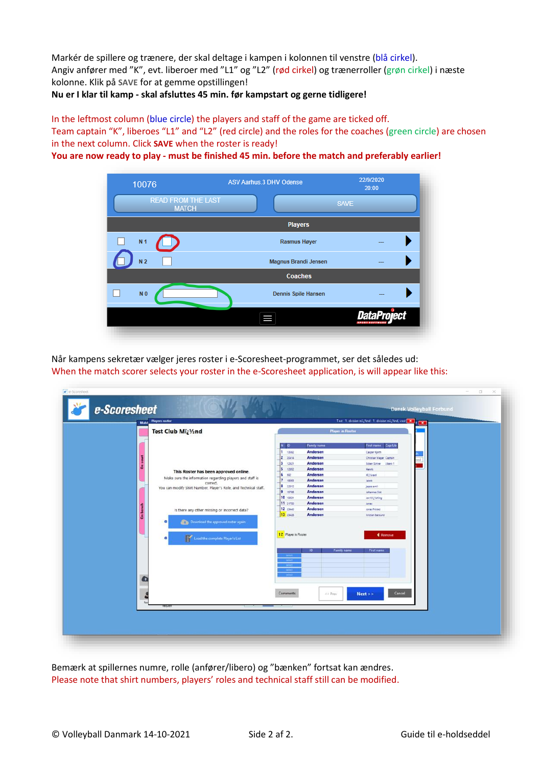Markér de spillere og trænere, der skal deltage i kampen i kolonnen til venstre (blå cirkel).
Angiv anfører med "K", evt. liberoer med "L1" og "L2" (rød cirkel) og trænerroller (grøn cirkel) i næste kolonne. Klik på SAVE for at gemme opstillingen!
**Nu er I klar til kamp - skal afsluttes 45 min. før kampstart og gerne tidligere!**

In the leftmost column (blue circle) the players and staff of the game are ticked off.
Team captain "K", liberoes "L1" and "L2" (red circle) and the roles for the coaches (green circle) are chosen in the next column. Click **SAVE** when the roster is ready!
**You are now ready to play - must be finished 45 min. before the match and preferably earlier!**

Når kampens sekretær vælger jeres roster i e-Scoresheet-programmet, ser det således ud:
When the match scorer selects your roster in the e-Scoresheet application, is will appear like this:

Bemærk at spillernes numre, rolle (anfører/libero) og "bænken" fortsat kan ændres.
Please note that shirt numbers, players' roles and technical staff still can be modified.

© Volleyball Danmark 14-10-2021 Guide til e-holdseddel